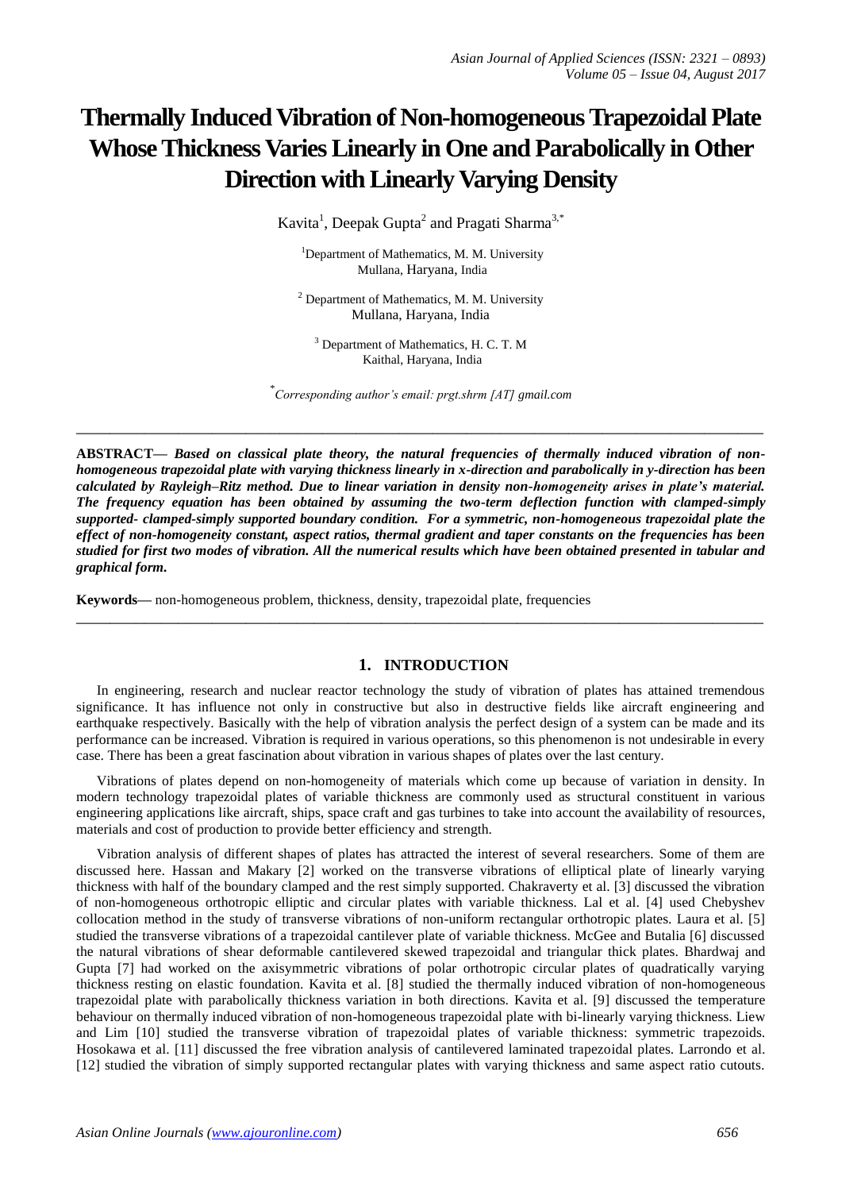# Thermally Induced Vibration of Non-homogeneous Trapezoidal Plate Whose Thickness Varies Linearly in One and Parabolically in Other Direction with Linearly Varying Density

Kavita[1], Deepak Gupta[2] and Pragati Sharma[3,*]

[1]Department of Mathematics, M. M. University
Mullana, Haryana, India

[2] Department of Mathematics, M. M. University
Mullana, Haryana, India

[3] Department of Mathematics, H. C. T. M
Kaithal, Haryana, India

[*]*Corresponding author's email: prgt.shrm [AT] gmail.com*

---

**ABSTRACT—** ***Based on classical plate theory, the natural frequencies of thermally induced vibration of non-homogeneous trapezoidal plate with varying thickness linearly in x-direction and parabolically in y-direction has been calculated by Rayleigh–Ritz method. Due to linear variation in density non-homogeneity arises in plate's material. The frequency equation has been obtained by assuming the two-term deflection function with clamped-simply supported- clamped-simply supported boundary condition. For a symmetric, non-homogeneous trapezoidal plate the effect of non-homogeneity constant, aspect ratios, thermal gradient and taper constants on the frequencies has been studied for first two modes of vibration. All the numerical results which have been obtained presented in tabular and graphical form.***

**Keywords—** non-homogeneous problem, thickness, density, trapezoidal plate, frequencies

---

## 1. INTRODUCTION

In engineering, research and nuclear reactor technology the study of vibration of plates has attained tremendous significance. It has influence not only in constructive but also in destructive fields like aircraft engineering and earthquake respectively. Basically with the help of vibration analysis the perfect design of a system can be made and its performance can be increased. Vibration is required in various operations, so this phenomenon is not undesirable in every case. There has been a great fascination about vibration in various shapes of plates over the last century.

Vibrations of plates depend on non-homogeneity of materials which come up because of variation in density. In modern technology trapezoidal plates of variable thickness are commonly used as structural constituent in various engineering applications like aircraft, ships, space craft and gas turbines to take into account the availability of resources, materials and cost of production to provide better efficiency and strength.

Vibration analysis of different shapes of plates has attracted the interest of several researchers. Some of them are discussed here. Hassan and Makary [2] worked on the transverse vibrations of elliptical plate of linearly varying thickness with half of the boundary clamped and the rest simply supported. Chakraverty et al. [3] discussed the vibration of non-homogeneous orthotropic elliptic and circular plates with variable thickness. Lal et al. [4] used Chebyshev collocation method in the study of transverse vibrations of non-uniform rectangular orthotropic plates. Laura et al. [5] studied the transverse vibrations of a trapezoidal cantilever plate of variable thickness. McGee and Butalia [6] discussed the natural vibrations of shear deformable cantilevered skewed trapezoidal and triangular thick plates. Bhardwaj and Gupta [7] had worked on the axisymmetric vibrations of polar orthotropic circular plates of quadratically varying thickness resting on elastic foundation. Kavita et al. [8] studied the thermally induced vibration of non-homogeneous trapezoidal plate with parabolically thickness variation in both directions. Kavita et al. [9] discussed the temperature behaviour on thermally induced vibration of non-homogeneous trapezoidal plate with bi-linearly varying thickness. Liew and Lim [10] studied the transverse vibration of trapezoidal plates of variable thickness: symmetric trapezoids. Hosokawa et al. [11] discussed the free vibration analysis of cantilevered laminated trapezoidal plates. Larrondo et al. [12] studied the vibration of simply supported rectangular plates with varying thickness and same aspect ratio cutouts.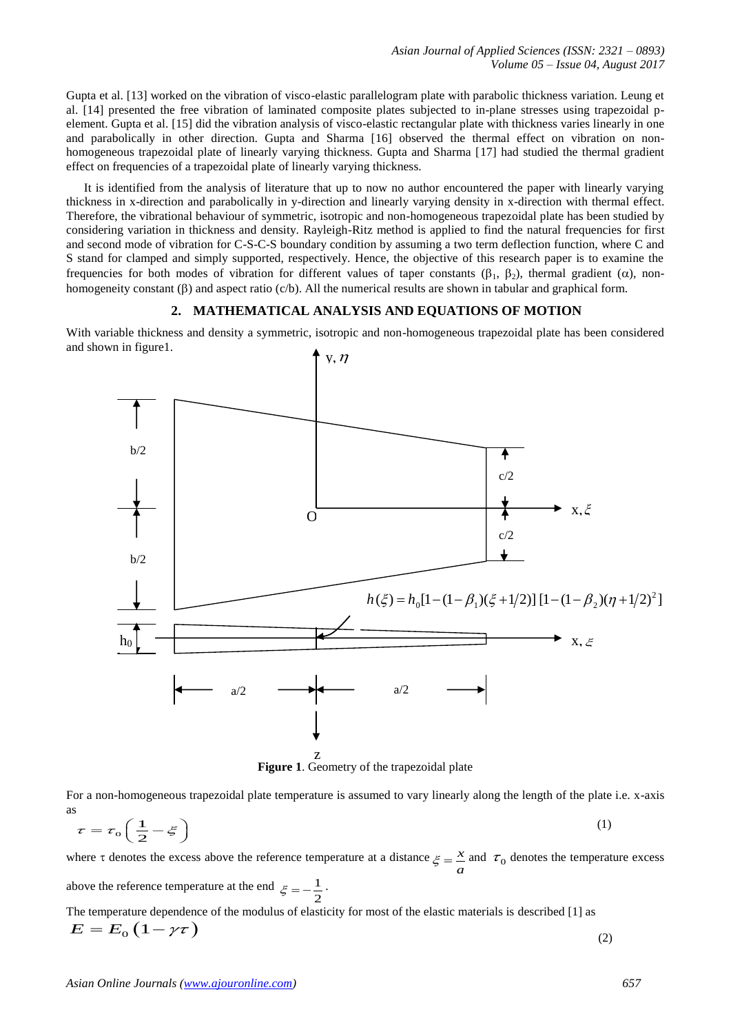Gupta et al. [13] worked on the vibration of visco-elastic parallelogram plate with parabolic thickness variation. Leung et al. [14] presented the free vibration of laminated composite plates subjected to in-plane stresses using trapezoidal p-element. Gupta et al. [15] did the vibration analysis of visco-elastic rectangular plate with thickness varies linearly in one and parabolically in other direction. Gupta and Sharma [16] observed the thermal effect on vibration on non-homogeneous trapezoidal plate of linearly varying thickness. Gupta and Sharma [17] had studied the thermal gradient effect on frequencies of a trapezoidal plate of linearly varying thickness.

It is identified from the analysis of literature that up to now no author encountered the paper with linearly varying thickness in x-direction and parabolically in y-direction and linearly varying density in x-direction with thermal effect. Therefore, the vibrational behaviour of symmetric, isotropic and non-homogeneous trapezoidal plate has been studied by considering variation in thickness and density. Rayleigh-Ritz method is applied to find the natural frequencies for first and second mode of vibration for C-S-C-S boundary condition by assuming a two term deflection function, where C and S stand for clamped and simply supported, respectively. Hence, the objective of this research paper is to examine the frequencies for both modes of vibration for different values of taper constants ($\beta_1$, $\beta_2$), thermal gradient ($\alpha$), non-homogeneity constant ($\beta$) and aspect ratio (c/b). All the numerical results are shown in tabular and graphical form.

## 2. MATHEMATICAL ANALYSIS AND EQUATIONS OF MOTION

With variable thickness and density a symmetric, isotropic and non-homogeneous trapezoidal plate has been considered and shown in figure1.

$$h(\xi) = h_0[1-(1-\beta_1)(\xi+1/2)]\,[1-(1-\beta_2)(\eta+1/2)^2]$$

**Figure 1**. Geometry of the trapezoidal plate

For a non-homogeneous trapezoidal plate temperature is assumed to vary linearly along the length of the plate i.e. x-axis as

$$\tau = \tau_0\left(\frac{1}{2} - \xi\right) \tag{1}$$

where $\tau$ denotes the excess above the reference temperature at a distance $\xi = \dfrac{x}{a}$ and $\tau_0$ denotes the temperature excess above the reference temperature at the end $\xi = -\dfrac{1}{2}$.

The temperature dependence of the modulus of elasticity for most of the elastic materials is described [1] as

$$E = E_0\left(1 - \gamma\tau\right) \tag{2}$$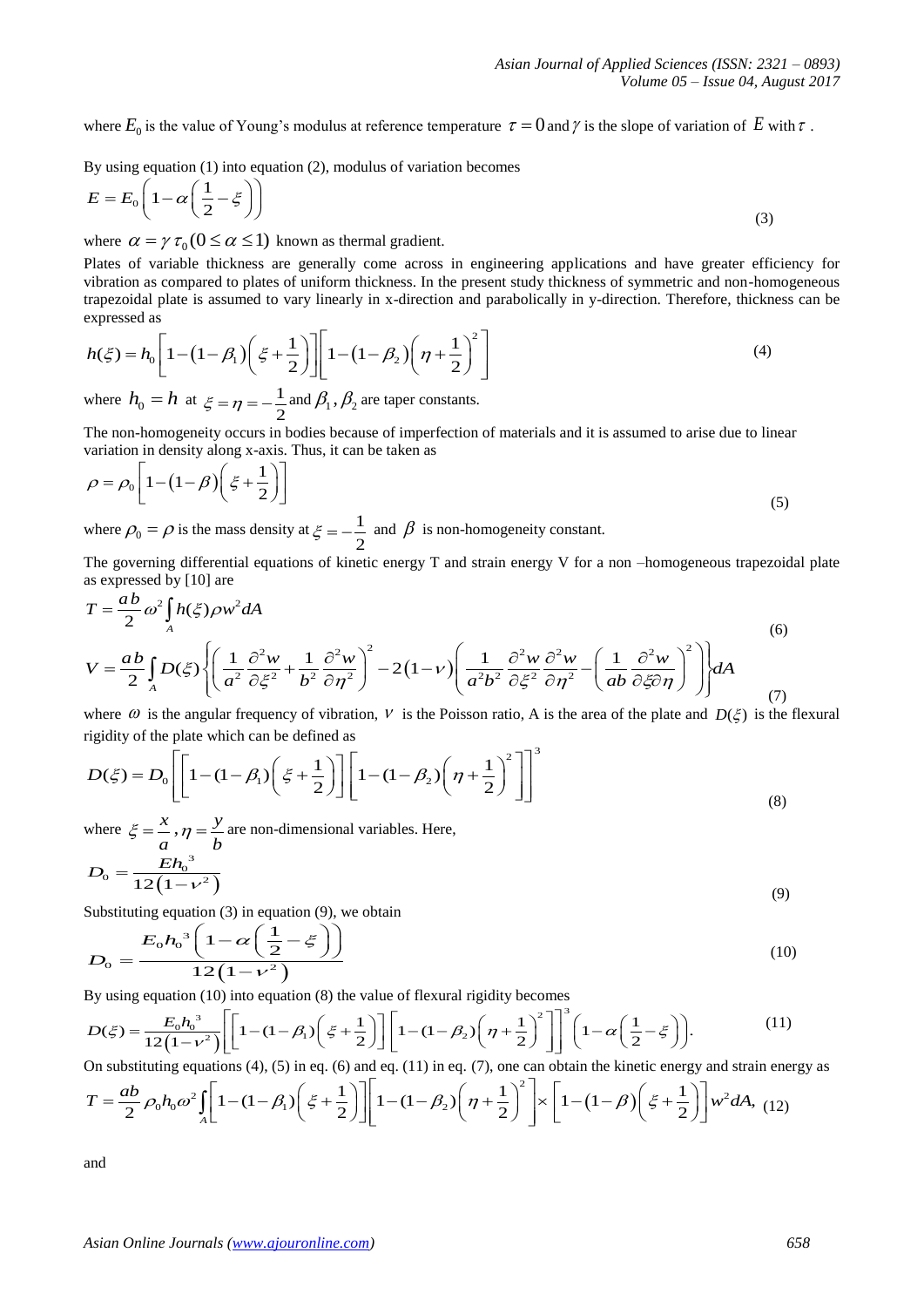where $E_0$ is the value of Young's modulus at reference temperature $\tau = 0$ and $\gamma$ is the slope of variation of $E$ with $\tau$.

By using equation (1) into equation (2), modulus of variation becomes

$$E = E_0\left(1-\alpha\left(\frac{1}{2}-\xi\right)\right) \tag{3}$$

where $\alpha = \gamma\,\tau_0 (0 \le \alpha \le 1)$ known as thermal gradient.

Plates of variable thickness are generally come across in engineering applications and have greater efficiency for vibration as compared to plates of uniform thickness. In the present study thickness of symmetric and non-homogeneous trapezoidal plate is assumed to vary linearly in x-direction and parabolically in y-direction. Therefore, thickness can be expressed as

$$h(\xi) = h_0\left[1-(1-\beta_1)\left(\xi+\frac{1}{2}\right)\right]\left[1-(1-\beta_2)\left(\eta+\frac{1}{2}\right)^2\right] \tag{4}$$

where $h_0 = h$ at $\xi = \eta = -\dfrac{1}{2}$ and $\beta_1, \beta_2$ are taper constants.

The non-homogeneity occurs in bodies because of imperfection of materials and it is assumed to arise due to linear variation in density along x-axis. Thus, it can be taken as

$$\rho = \rho_0\left[1-(1-\beta)\left(\xi+\frac{1}{2}\right)\right] \tag{5}$$

where $\rho_0 = \rho$ is the mass density at $\xi = -\dfrac{1}{2}$ and $\beta$ is non-homogeneity constant.

The governing differential equations of kinetic energy T and strain energy V for a non –homogeneous trapezoidal plate as expressed by [10] are

$$T = \frac{ab}{2}\omega^2 \int_A h(\xi)\rho w^2 dA \tag{6}$$

$$V = \frac{ab}{2}\int_A D(\xi)\left\{\left(\frac{1}{a^2}\frac{\partial^2 w}{\partial \xi^2}+\frac{1}{b^2}\frac{\partial^2 w}{\partial \eta^2}\right)^2 - 2(1-\nu)\left(\frac{1}{a^2b^2}\frac{\partial^2 w}{\partial \xi^2}\frac{\partial^2 w}{\partial \eta^2}-\left(\frac{1}{ab}\frac{\partial^2 w}{\partial \xi \partial \eta}\right)^2\right)\right\}dA \tag{7}$$

where $\omega$ is the angular frequency of vibration, $\nu$ is the Poisson ratio, A is the area of the plate and $D(\xi)$ is the flexural rigidity of the plate which can be defined as

$$D(\xi) = D_0\left[\left[1-(1-\beta_1)\left(\xi+\frac{1}{2}\right)\right]\left[1-(1-\beta_2)\left(\eta+\frac{1}{2}\right)^2\right]\right]^3 \tag{8}$$

where $\xi = \dfrac{x}{a}, \eta = \dfrac{y}{b}$ are non-dimensional variables. Here,

$$D_0 = \frac{E h_0^{\,3}}{12(1-\nu^2)} \tag{9}$$

Substituting equation (3) in equation (9), we obtain

$$D_0 = \frac{E_0 h_0^{\,3}\left(1-\alpha\left(\frac{1}{2}-\xi\right)\right)}{12(1-\nu^2)} \tag{10}$$

By using equation (10) into equation (8) the value of flexural rigidity becomes

$$D(\xi) = \frac{E_0 h_0^{\,3}}{12(1-\nu^2)}\left[\left[1-(1-\beta_1)\left(\xi+\frac{1}{2}\right)\right]\left[1-(1-\beta_2)\left(\eta+\frac{1}{2}\right)^2\right]\right]^3\left(1-\alpha\left(\frac{1}{2}-\xi\right)\right). \tag{11}$$

On substituting equations (4), (5) in eq. (6) and eq. (11) in eq. (7), one can obtain the kinetic energy and strain energy as

$$T = \frac{ab}{2}\rho_0 h_0 \omega^2 \int_A \left[1-(1-\beta_1)\left(\xi+\frac{1}{2}\right)\right]\left[1-(1-\beta_2)\left(\eta+\frac{1}{2}\right)^2\right]\times\left[1-(1-\beta)\left(\xi+\frac{1}{2}\right)\right]w^2 dA, \tag{12}$$

and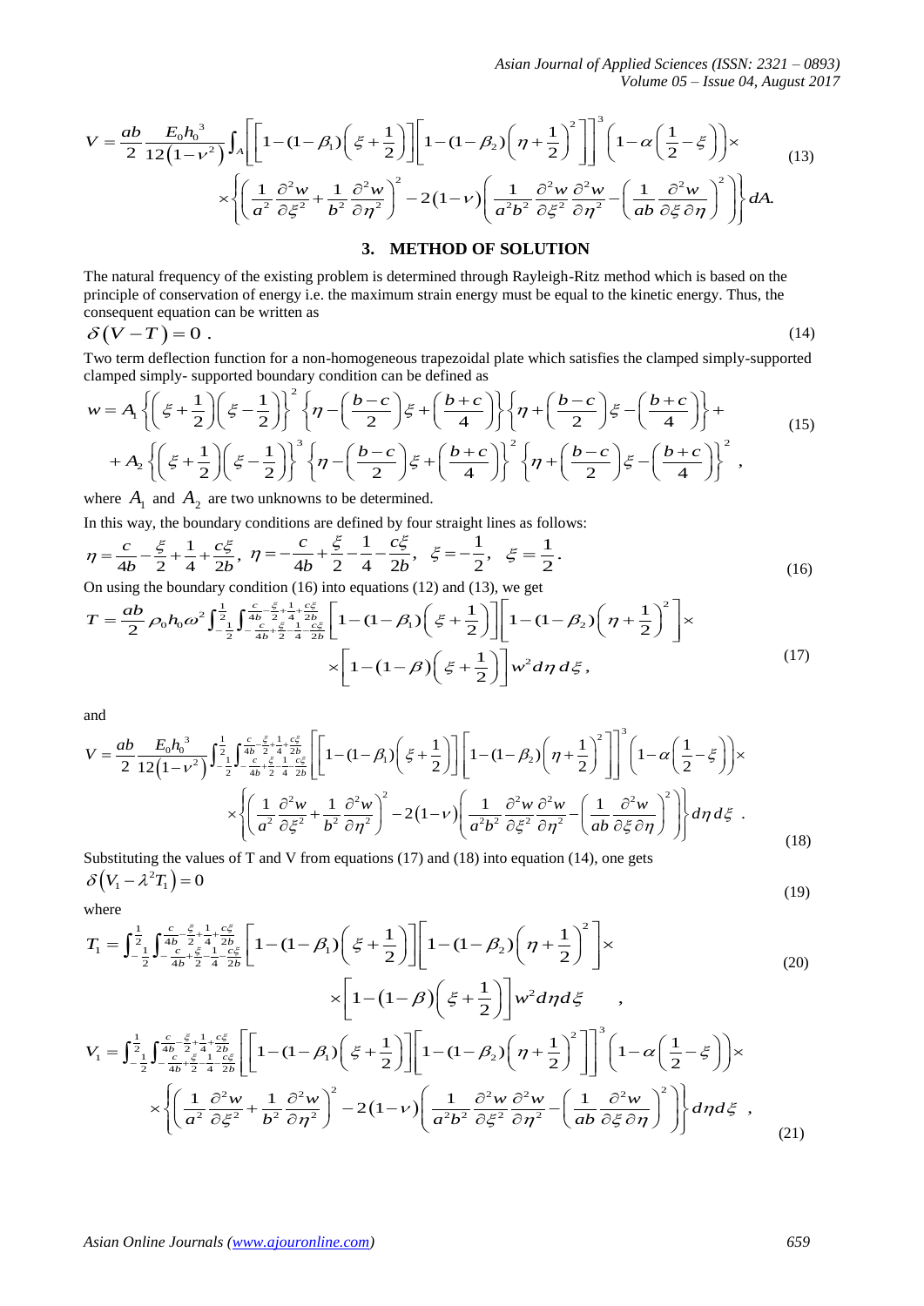$$V = \frac{ab}{2}\frac{E_0 h_0^3}{12(1-\nu^2)}\int_A \left[\left[1-(1-\beta_1)\left(\xi+\frac{1}{2}\right)\right]\left[1-(1-\beta_2)\left(\eta+\frac{1}{2}\right)^2\right]\right]^3\left(1-\alpha\left(\frac{1}{2}-\xi\right)\right)\times$$
$$\times\left\{\left(\frac{1}{a^2}\frac{\partial^2 w}{\partial\xi^2}+\frac{1}{b^2}\frac{\partial^2 w}{\partial\eta^2}\right)^2-2(1-\nu)\left(\frac{1}{a^2b^2}\frac{\partial^2 w}{\partial\xi^2}\frac{\partial^2 w}{\partial\eta^2}-\left(\frac{1}{ab}\frac{\partial^2 w}{\partial\xi\partial\eta}\right)^2\right)\right\}dA. \tag{13}$$

## 3. METHOD OF SOLUTION

The natural frequency of the existing problem is determined through Rayleigh-Ritz method which is based on the principle of conservation of energy i.e. the maximum strain energy must be equal to the kinetic energy. Thus, the consequent equation can be written as

$$\delta(V-T)=0\ . \tag{14}$$

Two term deflection function for a non-homogeneous trapezoidal plate which satisfies the clamped simply-supported clamped simply- supported boundary condition can be defined as

$$w = A_1\left\{\left(\xi+\frac{1}{2}\right)\left(\xi-\frac{1}{2}\right)\right\}^2\left\{\eta-\left(\frac{b-c}{2}\right)\xi+\left(\frac{b+c}{4}\right)\right\}\left\{\eta+\left(\frac{b-c}{2}\right)\xi-\left(\frac{b+c}{4}\right)\right\}+$$
$$+A_2\left\{\left(\xi+\frac{1}{2}\right)\left(\xi-\frac{1}{2}\right)\right\}^3\left\{\eta-\left(\frac{b-c}{2}\right)\xi+\left(\frac{b+c}{4}\right)\right\}^2\left\{\eta+\left(\frac{b-c}{2}\right)\xi-\left(\frac{b+c}{4}\right)\right\}^2, \tag{15}$$

where $A_1$ and $A_2$ are two unknowns to be determined.

In this way, the boundary conditions are defined by four straight lines as follows:

$$\eta=\frac{c}{4b}-\frac{\xi}{2}+\frac{1}{4}+\frac{c\xi}{2b},\ \ \eta=-\frac{c}{4b}+\frac{\xi}{2}-\frac{1}{4}-\frac{c\xi}{2b},\ \ \xi=-\frac{1}{2},\ \ \xi=\frac{1}{2}. \tag{16}$$

On using the boundary condition (16) into equations (12) and (13), we get

$$T=\frac{ab}{2}\rho_0 h_0\omega^2\int_{-\frac{1}{2}}^{\frac{1}{2}}\int_{-\frac{c}{4b}+\frac{\xi}{2}-\frac{1}{4}-\frac{c\xi}{2b}}^{\frac{c}{4b}-\frac{\xi}{2}+\frac{1}{4}+\frac{c\xi}{2b}}\left[1-(1-\beta_1)\left(\xi+\frac{1}{2}\right)\right]\left[1-(1-\beta_2)\left(\eta+\frac{1}{2}\right)^2\right]\times$$
$$\times\left[1-(1-\beta)\left(\xi+\frac{1}{2}\right)\right]w^2 d\eta\, d\xi, \tag{17}$$

and

$$V=\frac{ab}{2}\frac{E_0h_0^3}{12(1-\nu^2)}\int_{-\frac{1}{2}}^{\frac{1}{2}}\int_{-\frac{c}{4b}+\frac{\xi}{2}-\frac{1}{4}-\frac{c\xi}{2b}}^{\frac{c}{4b}-\frac{\xi}{2}+\frac{1}{4}+\frac{c\xi}{2b}}\left[\left[1-(1-\beta_1)\left(\xi+\frac{1}{2}\right)\right]\left[1-(1-\beta_2)\left(\eta+\frac{1}{2}\right)^2\right]\right]^3\left(1-\alpha\left(\frac{1}{2}-\xi\right)\right)\times$$
$$\times\left\{\left(\frac{1}{a^2}\frac{\partial^2 w}{\partial\xi^2}+\frac{1}{b^2}\frac{\partial^2 w}{\partial\eta^2}\right)^2-2(1-\nu)\left(\frac{1}{a^2b^2}\frac{\partial^2 w}{\partial\xi^2}\frac{\partial^2 w}{\partial\eta^2}-\left(\frac{1}{ab}\frac{\partial^2 w}{\partial\xi\partial\eta}\right)^2\right)\right\}d\eta\, d\xi\ . \tag{18}$$

Substituting the values of T and V from equations (17) and (18) into equation (14), one gets

$$\delta\left(V_1-\lambda^2 T_1\right)=0 \tag{19}$$

where

$$T_1=\int_{-\frac{1}{2}}^{\frac{1}{2}}\int_{-\frac{c}{4b}+\frac{\xi}{2}-\frac{1}{4}-\frac{c\xi}{2b}}^{\frac{c}{4b}-\frac{\xi}{2}+\frac{1}{4}+\frac{c\xi}{2b}}\left[1-(1-\beta_1)\left(\xi+\frac{1}{2}\right)\right]\left[1-(1-\beta_2)\left(\eta+\frac{1}{2}\right)^2\right]\times$$
$$\times\left[1-(1-\beta)\left(\xi+\frac{1}{2}\right)\right]w^2 d\eta d\xi\qquad, \tag{20}$$

$$V_1=\int_{-\frac{1}{2}}^{\frac{1}{2}}\int_{-\frac{c}{4b}+\frac{\xi}{2}-\frac{1}{4}-\frac{c\xi}{2b}}^{\frac{c}{4b}-\frac{\xi}{2}+\frac{1}{4}+\frac{c\xi}{2b}}\left[\left[1-(1-\beta_1)\left(\xi+\frac{1}{2}\right)\right]\left[1-(1-\beta_2)\left(\eta+\frac{1}{2}\right)^2\right]\right]^3\left(1-\alpha\left(\frac{1}{2}-\xi\right)\right)\times$$
$$\times\left\{\left(\frac{1}{a^2}\frac{\partial^2 w}{\partial\xi^2}+\frac{1}{b^2}\frac{\partial^2 w}{\partial\eta^2}\right)^2-2(1-\nu)\left(\frac{1}{a^2b^2}\frac{\partial^2 w}{\partial\xi^2}\frac{\partial^2 w}{\partial\eta^2}-\left(\frac{1}{ab}\frac{\partial^2 w}{\partial\xi\partial\eta}\right)^2\right)\right\}d\eta d\xi\ \ , \tag{21}$$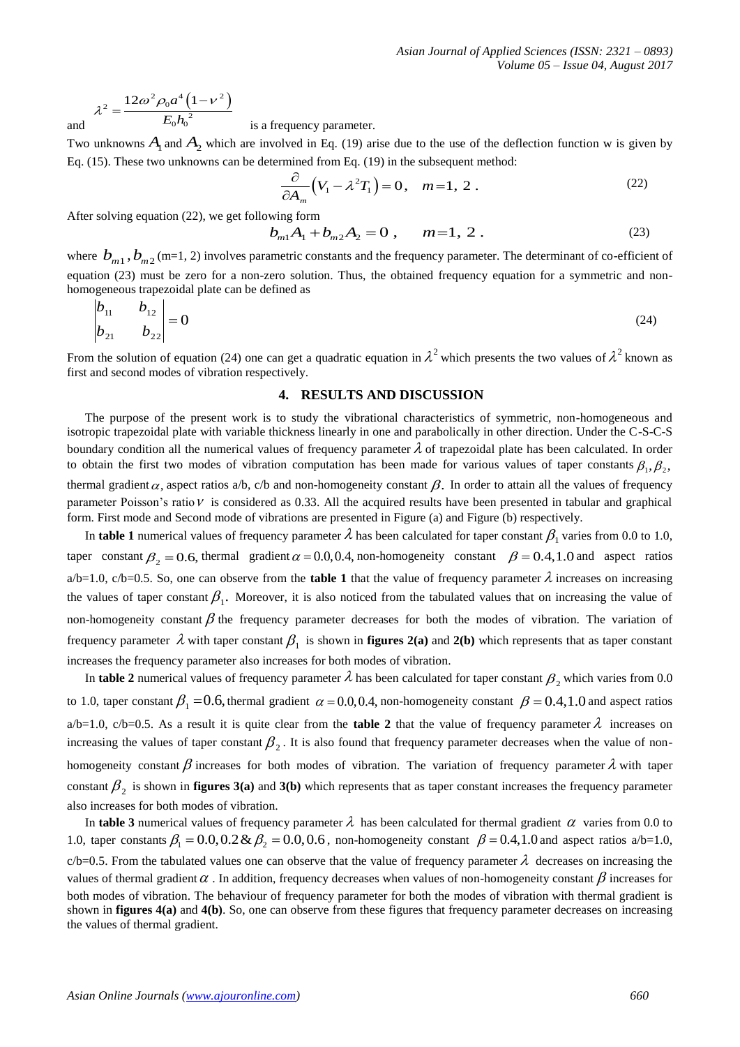and $\lambda^2 = \dfrac{12\omega^2 \rho_0 a^4 \left(1-\nu^2\right)}{E_0 h_0^{\,2}}$ is a frequency parameter.

Two unknowns $A_1$ and $A_2$ which are involved in Eq. (19) arise due to the use of the deflection function w is given by Eq. (15). These two unknowns can be determined from Eq. (19) in the subsequent method:

$$\frac{\partial}{\partial A_m}\left(V_1 - \lambda^2 T_1\right) = 0, \quad m = 1,\ 2\ . \tag{22}$$

After solving equation (22), we get following form

$$b_{m1}A_1 + b_{m2}A_2 = 0\ , \qquad m = 1,\ 2\ . \tag{23}$$

where $b_{m1}, b_{m2}$ (m=1, 2) involves parametric constants and the frequency parameter. The determinant of co-efficient of equation (23) must be zero for a non-zero solution. Thus, the obtained frequency equation for a symmetric and non-homogeneous trapezoidal plate can be defined as

$$\begin{vmatrix} b_{11} & b_{12} \\ b_{21} & b_{22} \end{vmatrix} = 0 \tag{24}$$

From the solution of equation (24) one can get a quadratic equation in $\lambda^2$ which presents the two values of $\lambda^2$ known as first and second modes of vibration respectively.

## 4. RESULTS AND DISCUSSION

The purpose of the present work is to study the vibrational characteristics of symmetric, non-homogeneous and isotropic trapezoidal plate with variable thickness linearly in one and parabolically in other direction. Under the C-S-C-S boundary condition all the numerical values of frequency parameter $\lambda$ of trapezoidal plate has been calculated. In order to obtain the first two modes of vibration computation has been made for various values of taper constants $\beta_1, \beta_2$, thermal gradient $\alpha$, aspect ratios a/b, c/b and non-homogeneity constant $\beta$. In order to attain all the values of frequency parameter Poisson's ratio $\nu$ is considered as 0.33. All the acquired results have been presented in tabular and graphical form. First mode and Second mode of vibrations are presented in Figure (a) and Figure (b) respectively.

In **table 1** numerical values of frequency parameter $\lambda$ has been calculated for taper constant $\beta_1$ varies from 0.0 to 1.0, taper constant $\beta_2 = 0.6$, thermal gradient $\alpha = 0.0, 0.4$, non-homogeneity constant $\beta = 0.4, 1.0$ and aspect ratios a/b=1.0, c/b=0.5. So, one can observe from the **table 1** that the value of frequency parameter $\lambda$ increases on increasing the values of taper constant $\beta_1$. Moreover, it is also noticed from the tabulated values that on increasing the value of non-homogeneity constant $\beta$ the frequency parameter decreases for both the modes of vibration. The variation of frequency parameter $\lambda$ with taper constant $\beta_1$ is shown in **figures 2(a)** and **2(b)** which represents that as taper constant increases the frequency parameter also increases for both modes of vibration.

In **table 2** numerical values of frequency parameter $\lambda$ has been calculated for taper constant $\beta_2$ which varies from 0.0 to 1.0, taper constant $\beta_1 = 0.6$, thermal gradient $\alpha = 0.0, 0.4$, non-homogeneity constant $\beta = 0.4, 1.0$ and aspect ratios a/b=1.0, c/b=0.5. As a result it is quite clear from the **table 2** that the value of frequency parameter $\lambda$ increases on increasing the values of taper constant $\beta_2$. It is also found that frequency parameter decreases when the value of non-homogeneity constant $\beta$ increases for both modes of vibration. The variation of frequency parameter $\lambda$ with taper constant $\beta_2$ is shown in **figures 3(a)** and **3(b)** which represents that as taper constant increases the frequency parameter also increases for both modes of vibration.

In **table 3** numerical values of frequency parameter $\lambda$ has been calculated for thermal gradient $\alpha$ varies from 0.0 to 1.0, taper constants $\beta_1 = 0.0, 0.2$ & $\beta_2 = 0.0, 0.6$, non-homogeneity constant $\beta = 0.4, 1.0$ and aspect ratios a/b=1.0, c/b=0.5. From the tabulated values one can observe that the value of frequency parameter $\lambda$ decreases on increasing the values of thermal gradient $\alpha$. In addition, frequency decreases when values of non-homogeneity constant $\beta$ increases for both modes of vibration. The behaviour of frequency parameter for both the modes of vibration with thermal gradient is shown in **figures 4(a)** and **4(b)**. So, one can observe from these figures that frequency parameter decreases on increasing the values of thermal gradient.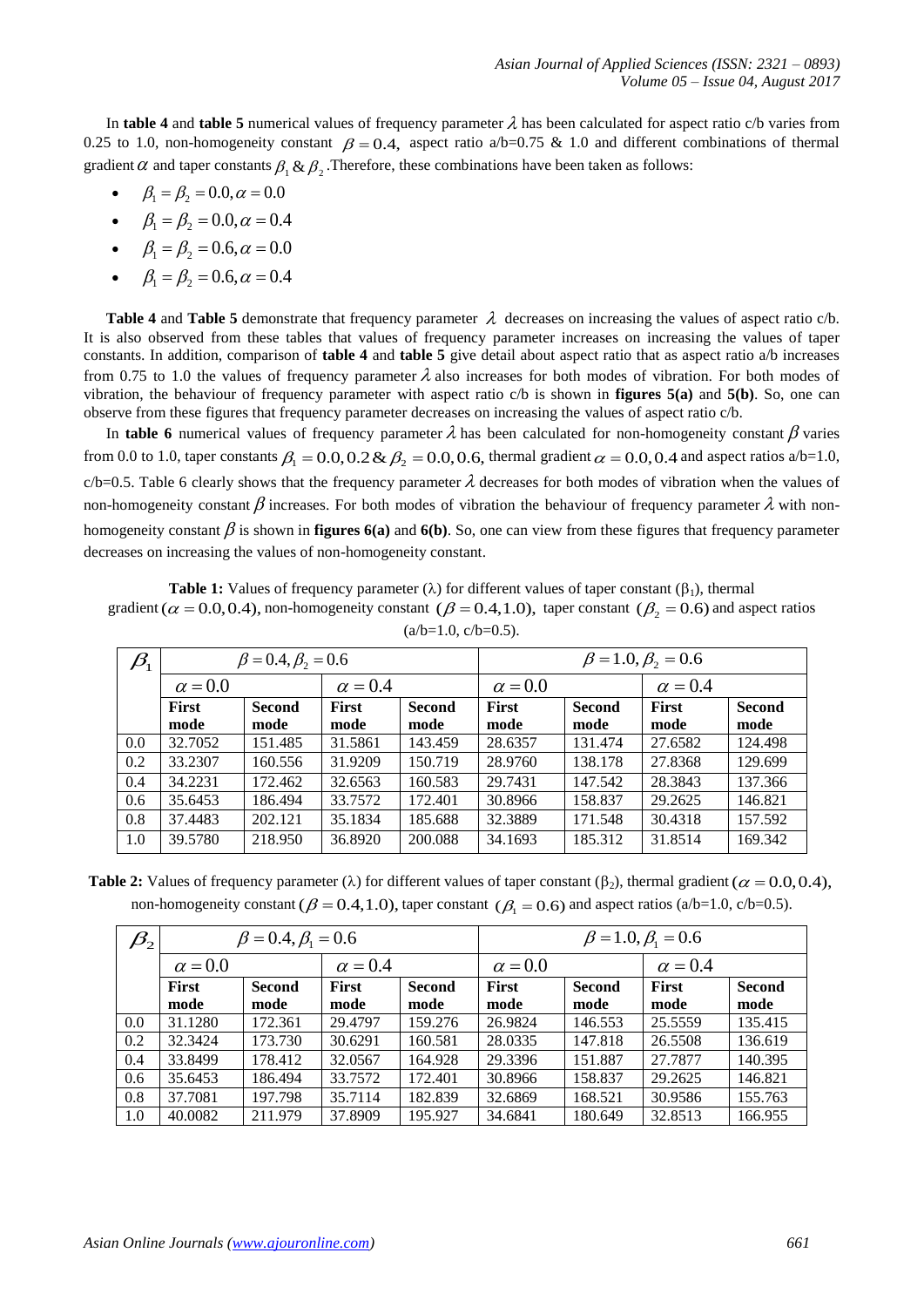In **table 4** and **table 5** numerical values of frequency parameter $\lambda$ has been calculated for aspect ratio c/b varies from 0.25 to 1.0, non-homogeneity constant $\beta = 0.4$, aspect ratio a/b=0.75 & 1.0 and different combinations of thermal gradient $\alpha$ and taper constants $\beta_1$ & $\beta_2$. Therefore, these combinations have been taken as follows:

- $\beta_1 = \beta_2 = 0.0, \alpha = 0.0$
- $\beta_1 = \beta_2 = 0.0, \alpha = 0.4$
- $\beta_1 = \beta_2 = 0.6, \alpha = 0.0$
- $\beta_1 = \beta_2 = 0.6, \alpha = 0.4$

**Table 4** and **Table 5** demonstrate that frequency parameter $\lambda$ decreases on increasing the values of aspect ratio c/b. It is also observed from these tables that values of frequency parameter increases on increasing the values of taper constants. In addition, comparison of **table 4** and **table 5** give detail about aspect ratio that as aspect ratio a/b increases from 0.75 to 1.0 the values of frequency parameter $\lambda$ also increases for both modes of vibration. For both modes of vibration, the behaviour of frequency parameter with aspect ratio c/b is shown in **figures 5(a)** and **5(b)**. So, one can observe from these figures that frequency parameter decreases on increasing the values of aspect ratio c/b.

In **table 6** numerical values of frequency parameter $\lambda$ has been calculated for non-homogeneity constant $\beta$ varies from 0.0 to 1.0, taper constants $\beta_1 = 0.0, 0.2$ & $\beta_2 = 0.0, 0.6$, thermal gradient $\alpha = 0.0, 0.4$ and aspect ratios a/b=1.0, c/b=0.5. Table 6 clearly shows that the frequency parameter $\lambda$ decreases for both modes of vibration when the values of non-homogeneity constant $\beta$ increases. For both modes of vibration the behaviour of frequency parameter $\lambda$ with non-homogeneity constant $\beta$ is shown in **figures 6(a)** and **6(b)**. So, one can view from these figures that frequency parameter decreases on increasing the values of non-homogeneity constant.

**Table 1:** Values of frequency parameter ($\lambda$) for different values of taper constant ($\beta_1$), thermal gradient ($\alpha = 0.0, 0.4$), non-homogeneity constant ($\beta = 0.4, 1.0$), taper constant ($\beta_2 = 0.6$) and aspect ratios (a/b=1.0, c/b=0.5).

| $\beta_1$ | $\beta = 0.4, \beta_2 = 0.6$ | | | | $\beta = 1.0, \beta_2 = 0.6$ | | | |
|---|---|---|---|---|---|---|---|---|
| | $\alpha = 0.0$ | | $\alpha = 0.4$ | | $\alpha = 0.0$ | | $\alpha = 0.4$ | |
| | **First mode** | **Second mode** | **First mode** | **Second mode** | **First mode** | **Second mode** | **First mode** | **Second mode** |
| 0.0 | 32.7052 | 151.485 | 31.5861 | 143.459 | 28.6357 | 131.474 | 27.6582 | 124.498 |
| 0.2 | 33.2307 | 160.556 | 31.9209 | 150.719 | 28.9760 | 138.178 | 27.8368 | 129.699 |
| 0.4 | 34.2231 | 172.462 | 32.6563 | 160.583 | 29.7431 | 147.542 | 28.3843 | 137.366 |
| 0.6 | 35.6453 | 186.494 | 33.7572 | 172.401 | 30.8966 | 158.837 | 29.2625 | 146.821 |
| 0.8 | 37.4483 | 202.121 | 35.1834 | 185.688 | 32.3889 | 171.548 | 30.4318 | 157.592 |
| 1.0 | 39.5780 | 218.950 | 36.8920 | 200.088 | 34.1693 | 185.312 | 31.8514 | 169.342 |

**Table 2:** Values of frequency parameter ($\lambda$) for different values of taper constant ($\beta_2$), thermal gradient ($\alpha = 0.0, 0.4$), non-homogeneity constant ($\beta = 0.4, 1.0$), taper constant ($\beta_1 = 0.6$) and aspect ratios (a/b=1.0, c/b=0.5).

| $\beta_2$ | $\beta = 0.4, \beta_1 = 0.6$ | | | | $\beta = 1.0, \beta_1 = 0.6$ | | | |
|---|---|---|---|---|---|---|---|---|
| | $\alpha = 0.0$ | | $\alpha = 0.4$ | | $\alpha = 0.0$ | | $\alpha = 0.4$ | |
| | **First mode** | **Second mode** | **First mode** | **Second mode** | **First mode** | **Second mode** | **First mode** | **Second mode** |
| 0.0 | 31.1280 | 172.361 | 29.4797 | 159.276 | 26.9824 | 146.553 | 25.5559 | 135.415 |
| 0.2 | 32.3424 | 173.730 | 30.6291 | 160.581 | 28.0335 | 147.818 | 26.5508 | 136.619 |
| 0.4 | 33.8499 | 178.412 | 32.0567 | 164.928 | 29.3396 | 151.887 | 27.7877 | 140.395 |
| 0.6 | 35.6453 | 186.494 | 33.7572 | 172.401 | 30.8966 | 158.837 | 29.2625 | 146.821 |
| 0.8 | 37.7081 | 197.798 | 35.7114 | 182.839 | 32.6869 | 168.521 | 30.9586 | 155.763 |
| 1.0 | 40.0082 | 211.979 | 37.8909 | 195.927 | 34.6841 | 180.649 | 32.8513 | 166.955 |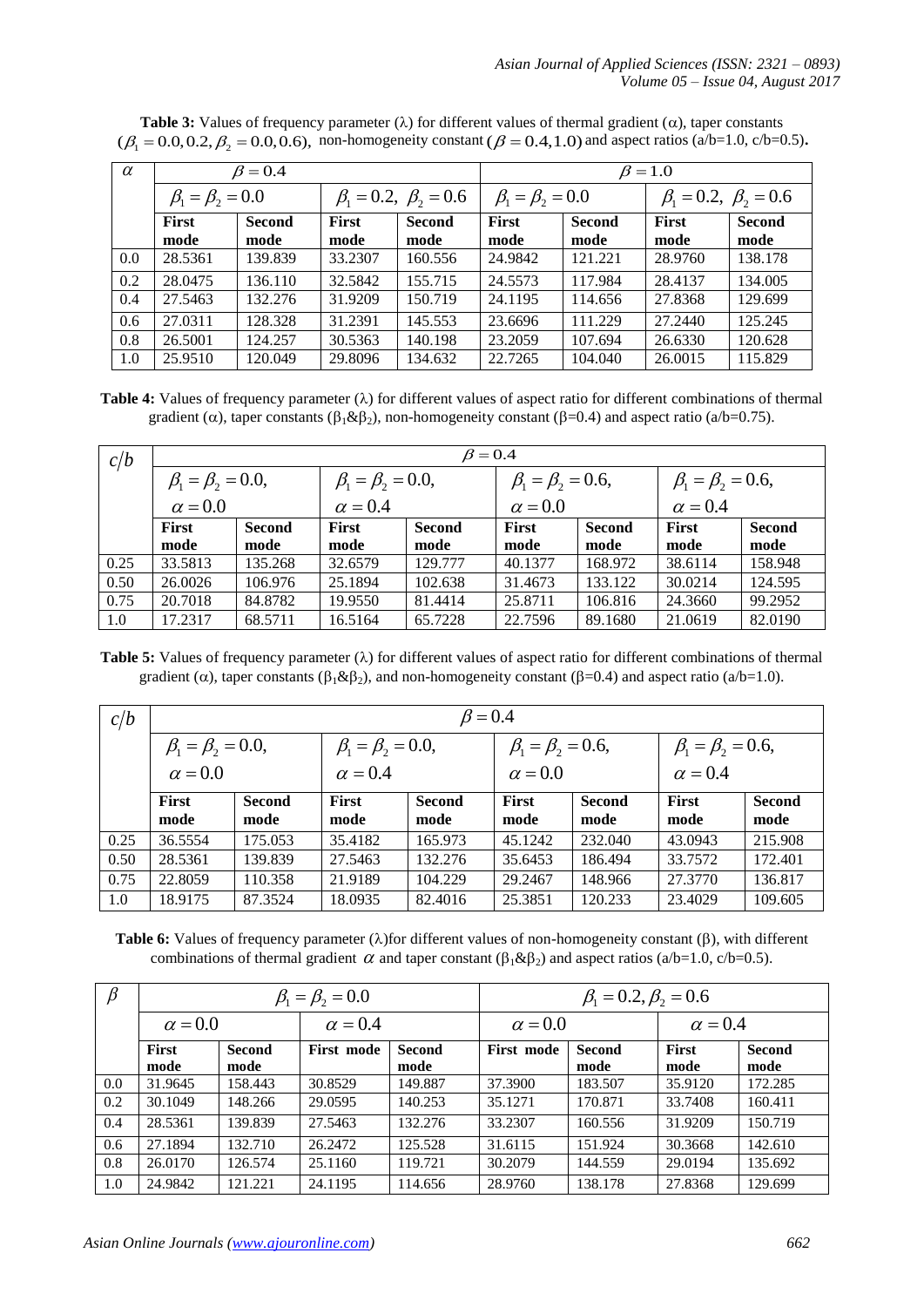**Table 3:** Values of frequency parameter (λ) for different values of thermal gradient (α), taper constants $(\beta_1 = 0.0, 0.2, \beta_2 = 0.0, 0.6)$, non-homogeneity constant $(\beta = 0.4, 1.0)$ and aspect ratios (a/b=1.0, c/b=0.5).

| $\alpha$ | $\beta = 0.4$ | | | | $\beta = 1.0$ | | | |
|---|---|---|---|---|---|---|---|---|
| | $\beta_1 = \beta_2 = 0.0$ | | $\beta_1 = 0.2,\ \beta_2 = 0.6$ | | $\beta_1 = \beta_2 = 0.0$ | | $\beta_1 = 0.2,\ \beta_2 = 0.6$ | |
| | **First mode** | **Second mode** | **First mode** | **Second mode** | **First mode** | **Second mode** | **First mode** | **Second mode** |
| 0.0 | 28.5361 | 139.839 | 33.2307 | 160.556 | 24.9842 | 121.221 | 28.9760 | 138.178 |
| 0.2 | 28.0475 | 136.110 | 32.5842 | 155.715 | 24.5573 | 117.984 | 28.4137 | 134.005 |
| 0.4 | 27.5463 | 132.276 | 31.9209 | 150.719 | 24.1195 | 114.656 | 27.8368 | 129.699 |
| 0.6 | 27.0311 | 128.328 | 31.2391 | 145.553 | 23.6696 | 111.229 | 27.2440 | 125.245 |
| 0.8 | 26.5001 | 124.257 | 30.5363 | 140.198 | 23.2059 | 107.694 | 26.6330 | 120.628 |
| 1.0 | 25.9510 | 120.049 | 29.8096 | 134.632 | 22.7265 | 104.040 | 26.0015 | 115.829 |

**Table 4:** Values of frequency parameter (λ) for different values of aspect ratio for different combinations of thermal gradient (α), taper constants ($\beta_1$&$\beta_2$), non-homogeneity constant (β=0.4) and aspect ratio (a/b=0.75).

| $c/b$ | $\beta = 0.4$ | | | | | | | |
|---|---|---|---|---|---|---|---|---|
| | $\beta_1 = \beta_2 = 0.0,$ $\alpha = 0.0$ | | $\beta_1 = \beta_2 = 0.0,$ $\alpha = 0.4$ | | $\beta_1 = \beta_2 = 0.6,$ $\alpha = 0.0$ | | $\beta_1 = \beta_2 = 0.6,$ $\alpha = 0.4$ | |
| | **First mode** | **Second mode** | **First mode** | **Second mode** | **First mode** | **Second mode** | **First mode** | **Second mode** |
| 0.25 | 33.5813 | 135.268 | 32.6579 | 129.777 | 40.1377 | 168.972 | 38.6114 | 158.948 |
| 0.50 | 26.0026 | 106.976 | 25.1894 | 102.638 | 31.4673 | 133.122 | 30.0214 | 124.595 |
| 0.75 | 20.7018 | 84.8782 | 19.9550 | 81.4414 | 25.8711 | 106.816 | 24.3660 | 99.2952 |
| 1.0 | 17.2317 | 68.5711 | 16.5164 | 65.7228 | 22.7596 | 89.1680 | 21.0619 | 82.0190 |

**Table 5:** Values of frequency parameter (λ) for different values of aspect ratio for different combinations of thermal gradient (α), taper constants ($\beta_1$&$\beta_2$), and non-homogeneity constant (β=0.4) and aspect ratio (a/b=1.0).

| $c/b$ | $\beta = 0.4$ | | | | | | | |
|---|---|---|---|---|---|---|---|---|
| | $\beta_1 = \beta_2 = 0.0,$ $\alpha = 0.0$ | | $\beta_1 = \beta_2 = 0.0,$ $\alpha = 0.4$ | | $\beta_1 = \beta_2 = 0.6,$ $\alpha = 0.0$ | | $\beta_1 = \beta_2 = 0.6,$ $\alpha = 0.4$ | |
| | **First mode** | **Second mode** | **First mode** | **Second mode** | **First mode** | **Second mode** | **First mode** | **Second mode** |
| 0.25 | 36.5554 | 175.053 | 35.4182 | 165.973 | 45.1242 | 232.040 | 43.0943 | 215.908 |
| 0.50 | 28.5361 | 139.839 | 27.5463 | 132.276 | 35.6453 | 186.494 | 33.7572 | 172.401 |
| 0.75 | 22.8059 | 110.358 | 21.9189 | 104.229 | 29.2467 | 148.966 | 27.3770 | 136.817 |
| 1.0 | 18.9175 | 87.3524 | 18.0935 | 82.4016 | 25.3851 | 120.233 | 23.4029 | 109.605 |

**Table 6:** Values of frequency parameter (λ)for different values of non-homogeneity constant (β), with different combinations of thermal gradient $\alpha$ and taper constant ($\beta_1$&$\beta_2$) and aspect ratios (a/b=1.0, c/b=0.5).

| $\beta$ | $\beta_1 = \beta_2 = 0.0$ | | | | $\beta_1 = 0.2, \beta_2 = 0.6$ | | | |
|---|---|---|---|---|---|---|---|---|
| | $\alpha = 0.0$ | | $\alpha = 0.4$ | | $\alpha = 0.0$ | | $\alpha = 0.4$ | |
| | **First mode** | **Second mode** | **First mode** | **Second mode** | **First mode** | **Second mode** | **First mode** | **Second mode** |
| 0.0 | 31.9645 | 158.443 | 30.8529 | 149.887 | 37.3900 | 183.507 | 35.9120 | 172.285 |
| 0.2 | 30.1049 | 148.266 | 29.0595 | 140.253 | 35.1271 | 170.871 | 33.7408 | 160.411 |
| 0.4 | 28.5361 | 139.839 | 27.5463 | 132.276 | 33.2307 | 160.556 | 31.9209 | 150.719 |
| 0.6 | 27.1894 | 132.710 | 26.2472 | 125.528 | 31.6115 | 151.924 | 30.3668 | 142.610 |
| 0.8 | 26.0170 | 126.574 | 25.1160 | 119.721 | 30.2079 | 144.559 | 29.0194 | 135.692 |
| 1.0 | 24.9842 | 121.221 | 24.1195 | 114.656 | 28.9760 | 138.178 | 27.8368 | 129.699 |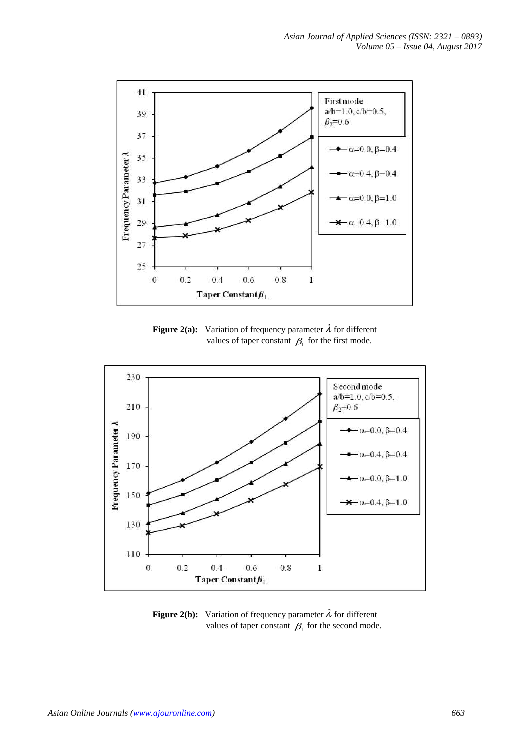**Figure 2(a):** Variation of frequency parameter $\lambda$ for different values of taper constant $\beta_1$ for the first mode.

**Figure 2(b):** Variation of frequency parameter $\lambda$ for different values of taper constant $\beta_1$ for the second mode.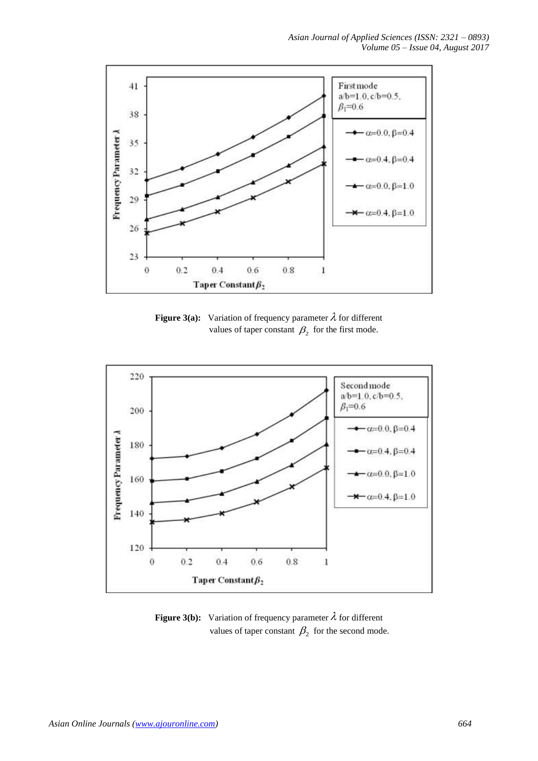**Figure 3(a):** Variation of frequency parameter $\lambda$ for different values of taper constant $\beta_2$ for the first mode.

**Figure 3(b):** Variation of frequency parameter $\lambda$ for different values of taper constant $\beta_2$ for the second mode.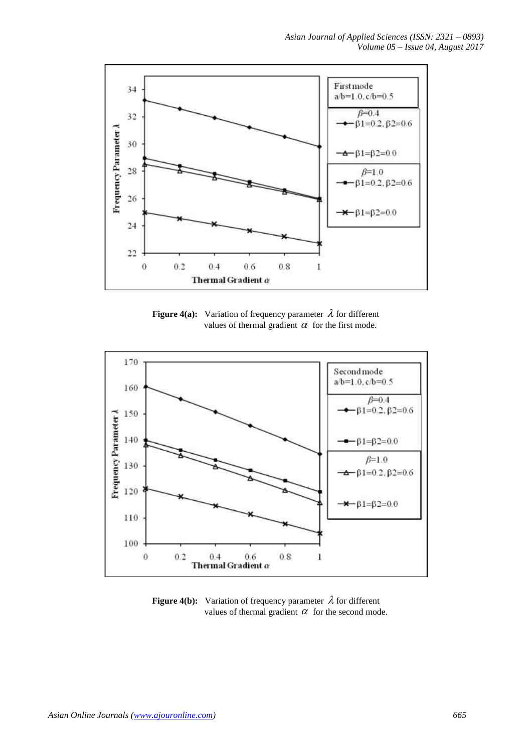**Figure 4(a):** Variation of frequency parameter $\lambda$ for different values of thermal gradient $\alpha$ for the first mode.

**Figure 4(b):** Variation of frequency parameter $\lambda$ for different values of thermal gradient $\alpha$ for the second mode.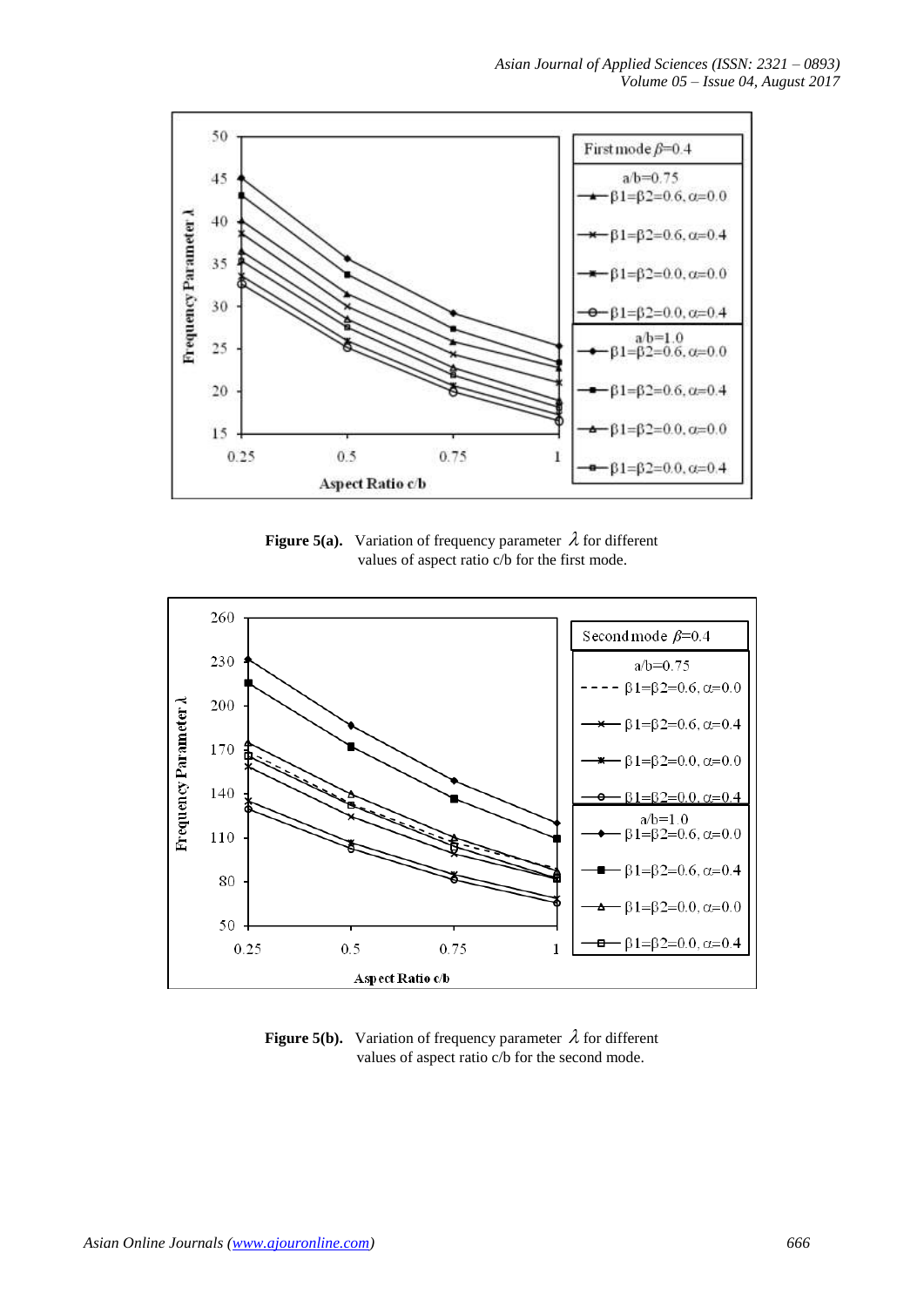**Figure 5(a).** Variation of frequency parameter $\lambda$ for different values of aspect ratio c/b for the first mode.

**Figure 5(b).** Variation of frequency parameter $\lambda$ for different values of aspect ratio c/b for the second mode.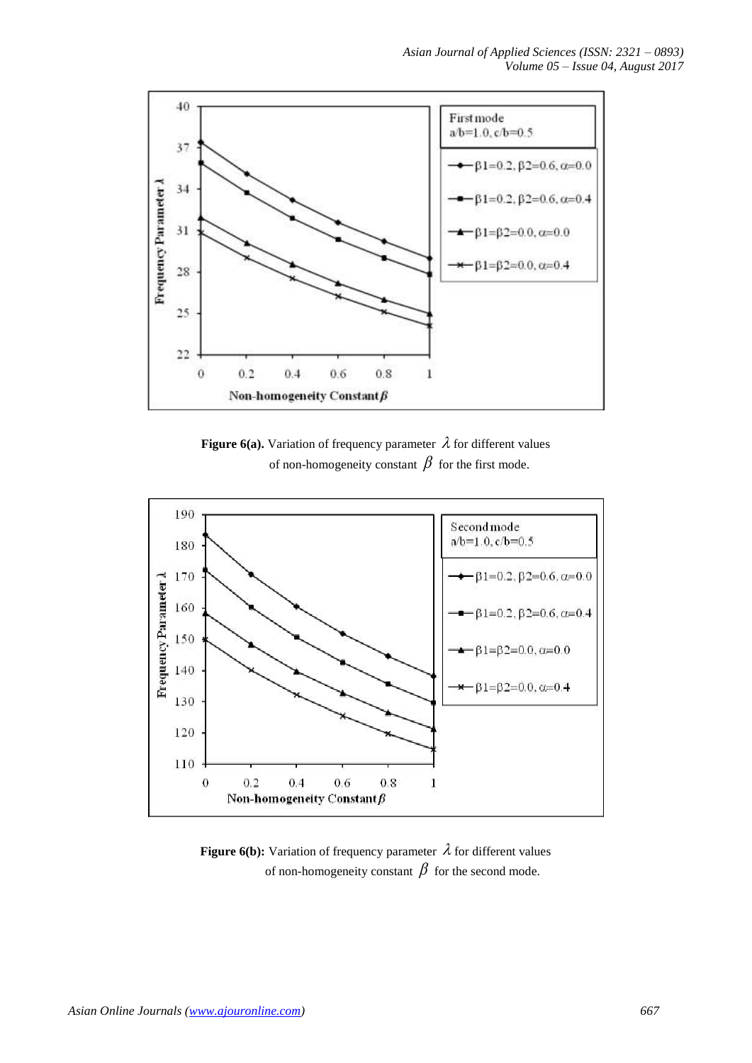**Figure 6(a).** Variation of frequency parameter $\lambda$ for different values of non-homogeneity constant $\beta$ for the first mode.

**Figure 6(b):** Variation of frequency parameter $\lambda$ for different values of non-homogeneity constant $\beta$ for the second mode.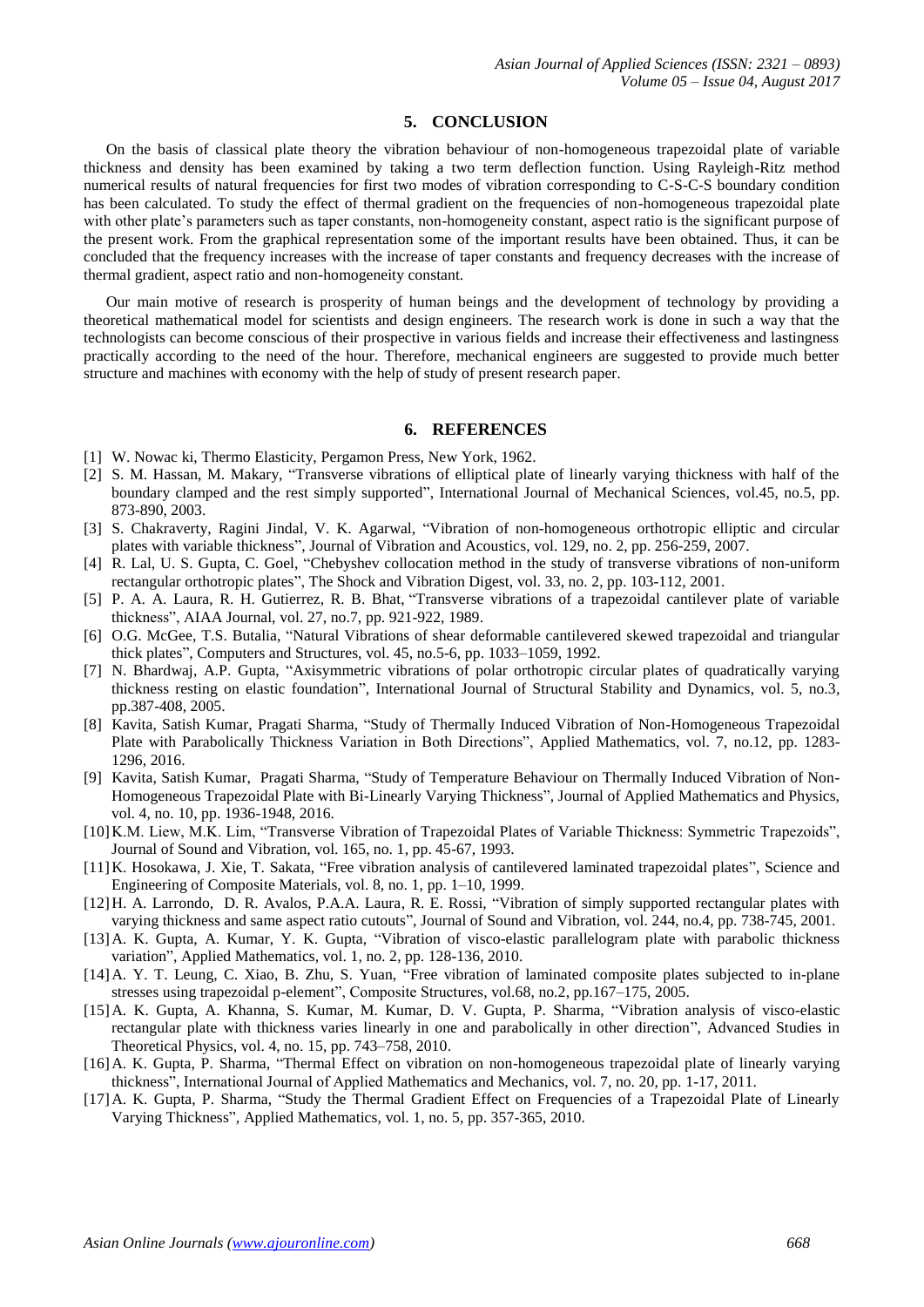## 5. CONCLUSION

On the basis of classical plate theory the vibration behaviour of non-homogeneous trapezoidal plate of variable thickness and density has been examined by taking a two term deflection function. Using Rayleigh-Ritz method numerical results of natural frequencies for first two modes of vibration corresponding to C-S-C-S boundary condition has been calculated. To study the effect of thermal gradient on the frequencies of non-homogeneous trapezoidal plate with other plate's parameters such as taper constants, non-homogeneity constant, aspect ratio is the significant purpose of the present work. From the graphical representation some of the important results have been obtained. Thus, it can be concluded that the frequency increases with the increase of taper constants and frequency decreases with the increase of thermal gradient, aspect ratio and non-homogeneity constant.

Our main motive of research is prosperity of human beings and the development of technology by providing a theoretical mathematical model for scientists and design engineers. The research work is done in such a way that the technologists can become conscious of their prospective in various fields and increase their effectiveness and lastingness practically according to the need of the hour. Therefore, mechanical engineers are suggested to provide much better structure and machines with economy with the help of study of present research paper.

## 6. REFERENCES

[1] W. Nowac ki, Thermo Elasticity, Pergamon Press, New York, 1962.

[2] S. M. Hassan, M. Makary, "Transverse vibrations of elliptical plate of linearly varying thickness with half of the boundary clamped and the rest simply supported", International Journal of Mechanical Sciences, vol.45, no.5, pp. 873-890, 2003.

[3] S. Chakraverty, Ragini Jindal, V. K. Agarwal, "Vibration of non-homogeneous orthotropic elliptic and circular plates with variable thickness", Journal of Vibration and Acoustics, vol. 129, no. 2, pp. 256-259, 2007.

[4] R. Lal, U. S. Gupta, C. Goel, "Chebyshev collocation method in the study of transverse vibrations of non-uniform rectangular orthotropic plates", The Shock and Vibration Digest, vol. 33, no. 2, pp. 103-112, 2001.

[5] P. A. A. Laura, R. H. Gutierrez, R. B. Bhat, "Transverse vibrations of a trapezoidal cantilever plate of variable thickness", AIAA Journal, vol. 27, no.7, pp. 921-922, 1989.

[6] O.G. McGee, T.S. Butalia, "Natural Vibrations of shear deformable cantilevered skewed trapezoidal and triangular thick plates", Computers and Structures, vol. 45, no.5-6, pp. 1033–1059, 1992.

[7] N. Bhardwaj, A.P. Gupta, "Axisymmetric vibrations of polar orthotropic circular plates of quadratically varying thickness resting on elastic foundation", International Journal of Structural Stability and Dynamics, vol. 5, no.3, pp.387-408, 2005.

[8] Kavita, Satish Kumar, Pragati Sharma, "Study of Thermally Induced Vibration of Non-Homogeneous Trapezoidal Plate with Parabolically Thickness Variation in Both Directions", Applied Mathematics, vol. 7, no.12, pp. 1283-1296, 2016.

[9] Kavita, Satish Kumar, Pragati Sharma, "Study of Temperature Behaviour on Thermally Induced Vibration of Non-Homogeneous Trapezoidal Plate with Bi-Linearly Varying Thickness", Journal of Applied Mathematics and Physics, vol. 4, no. 10, pp. 1936-1948, 2016.

[10] K.M. Liew, M.K. Lim, "Transverse Vibration of Trapezoidal Plates of Variable Thickness: Symmetric Trapezoids", Journal of Sound and Vibration, vol. 165, no. 1, pp. 45-67, 1993.

[11] K. Hosokawa, J. Xie, T. Sakata, "Free vibration analysis of cantilevered laminated trapezoidal plates", Science and Engineering of Composite Materials, vol. 8, no. 1, pp. 1–10, 1999.

[12] H. A. Larrondo, D. R. Avalos, P.A.A. Laura, R. E. Rossi, "Vibration of simply supported rectangular plates with varying thickness and same aspect ratio cutouts", Journal of Sound and Vibration, vol. 244, no.4, pp. 738-745, 2001.

[13] A. K. Gupta, A. Kumar, Y. K. Gupta, "Vibration of visco-elastic parallelogram plate with parabolic thickness variation", Applied Mathematics, vol. 1, no. 2, pp. 128-136, 2010.

[14] A. Y. T. Leung, C. Xiao, B. Zhu, S. Yuan, "Free vibration of laminated composite plates subjected to in-plane stresses using trapezoidal p-element", Composite Structures, vol.68, no.2, pp.167–175, 2005.

[15] A. K. Gupta, A. Khanna, S. Kumar, M. Kumar, D. V. Gupta, P. Sharma, "Vibration analysis of visco-elastic rectangular plate with thickness varies linearly in one and parabolically in other direction", Advanced Studies in Theoretical Physics, vol. 4, no. 15, pp. 743–758, 2010.

[16] A. K. Gupta, P. Sharma, "Thermal Effect on vibration on non-homogeneous trapezoidal plate of linearly varying thickness", International Journal of Applied Mathematics and Mechanics, vol. 7, no. 20, pp. 1-17, 2011.

[17] A. K. Gupta, P. Sharma, "Study the Thermal Gradient Effect on Frequencies of a Trapezoidal Plate of Linearly Varying Thickness", Applied Mathematics, vol. 1, no. 5, pp. 357-365, 2010.